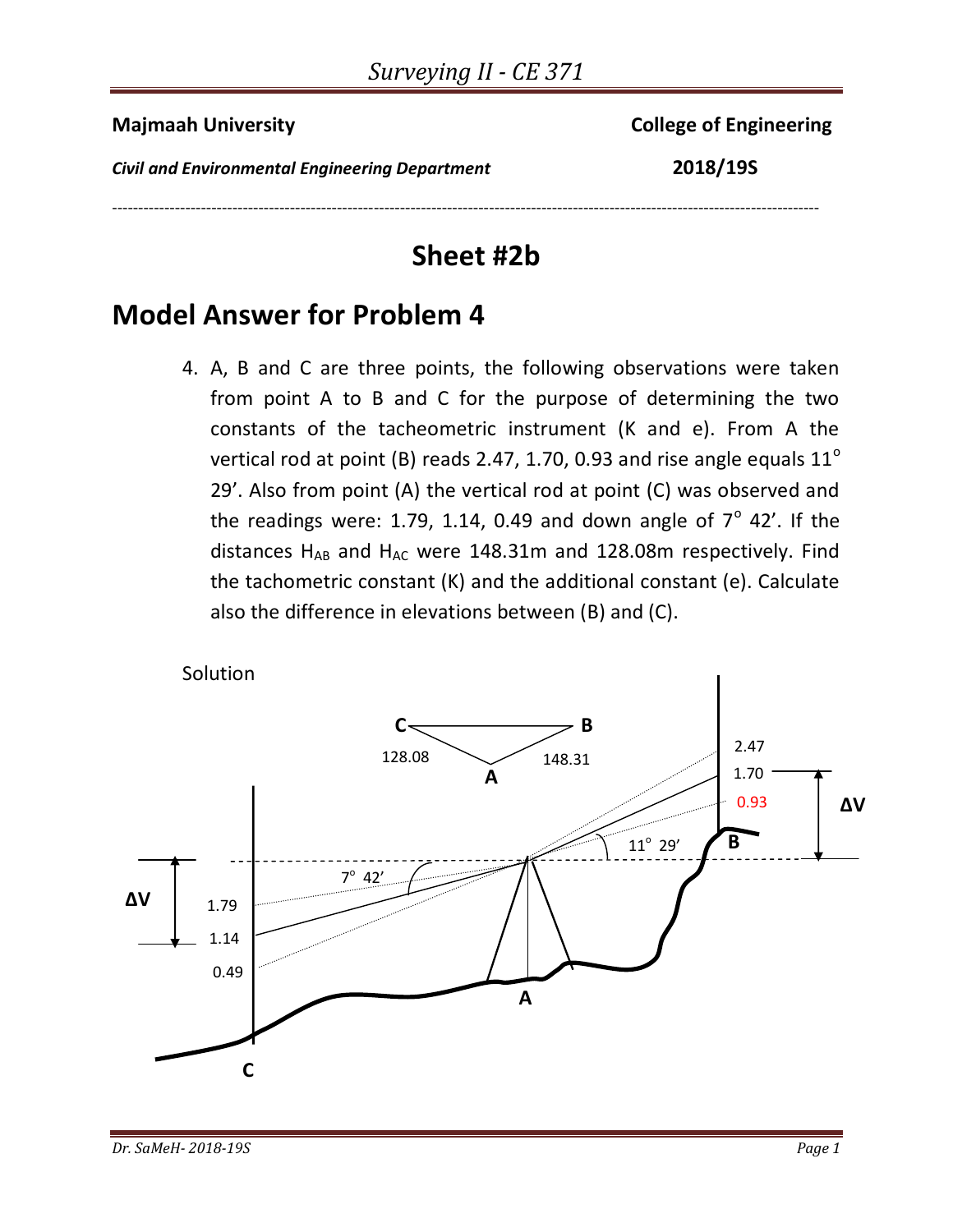**Majmaah University** **College of Engineering**

***Civil and Environmental Engineering Department*** **2018/19S**

---

# Sheet #2b

## Model Answer for Problem 4

4. A, B and C are three points, the following observations were taken from point A to B and C for the purpose of determining the two constants of the tacheometric instrument (K and e). From A the vertical rod at point (B) reads 2.47, 1.70, 0.93 and rise angle equals 11° 29'. Also from point (A) the vertical rod at point (C) was observed and the readings were: 1.79, 1.14, 0.49 and down angle of 7° 42'. If the distances $H_{AB}$ and $H_{AC}$ were 148.31m and 128.08m respectively. Find the tachometric constant (K) and the additional constant (e). Calculate also the difference in elevations between (B) and (C).

Solution

C, B, A, 128.08, 148.31, 2.47, 1.70, 0.93, ΔV, 11° 29', 7° 42', 1.79, 1.14, 0.49, ΔV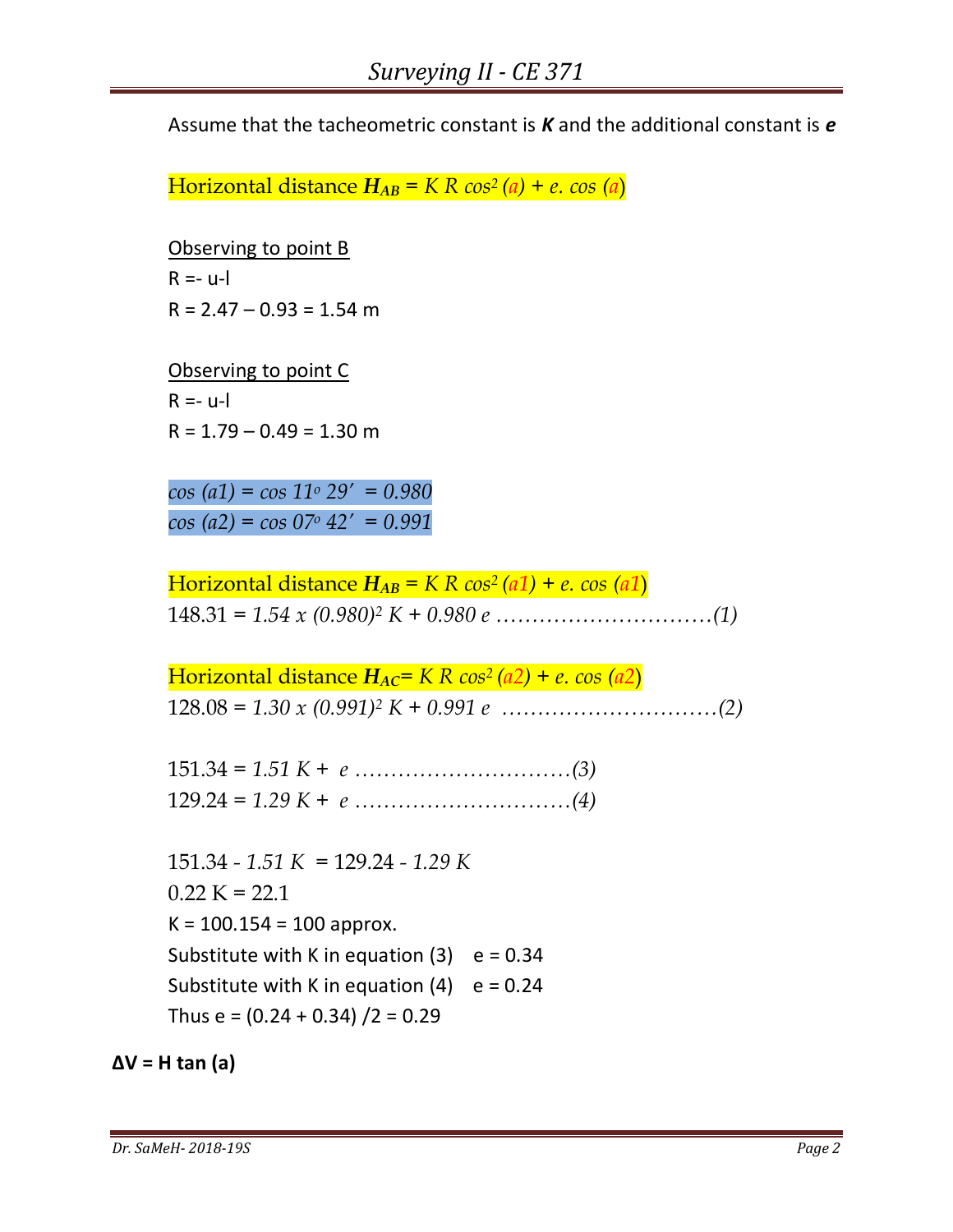Assume that the tacheometric constant is ***K*** and the additional constant is ***e***

Horizontal distance $H_{AB} = K\,R\,cos^2(a) + e.\,cos\,(a)$

<u>Observing to point B</u>

R =- u-l

R = 2.47 – 0.93 = 1.54 m

<u>Observing to point C</u>

R =- u-l

R = 1.79 – 0.49 = 1.30 m

$cos\,(a1) = cos\,11^o\,29' = 0.980$

$cos\,(a2) = cos\,07^o\,42' = 0.991$

Horizontal distance $H_{AB} = K\,R\,cos^2(a1) + e.\,cos\,(a1)$

$148.31 = 1.54 \times (0.980)^2\,K + 0.980\,e$ ……………………………(1)

Horizontal distance $H_{AC} = K\,R\,cos^2(a2) + e.\,cos\,(a2)$

$128.08 = 1.30 \times (0.991)^2\,K + 0.991\,e$ ……………………………(2)

$151.34 = 1.51\,K + e$ ……………………………(3)

$129.24 = 1.29\,K + e$ ……………………………(4)

$151.34 - 1.51\,K = 129.24 - 1.29\,K$

$0.22\,K = 22.1$

K = 100.154 = 100 approx.

Substitute with K in equation (3) e = 0.34

Substitute with K in equation (4) e = 0.24

Thus e = (0.24 + 0.34) /2 = 0.29

**ΔV = H tan (a)**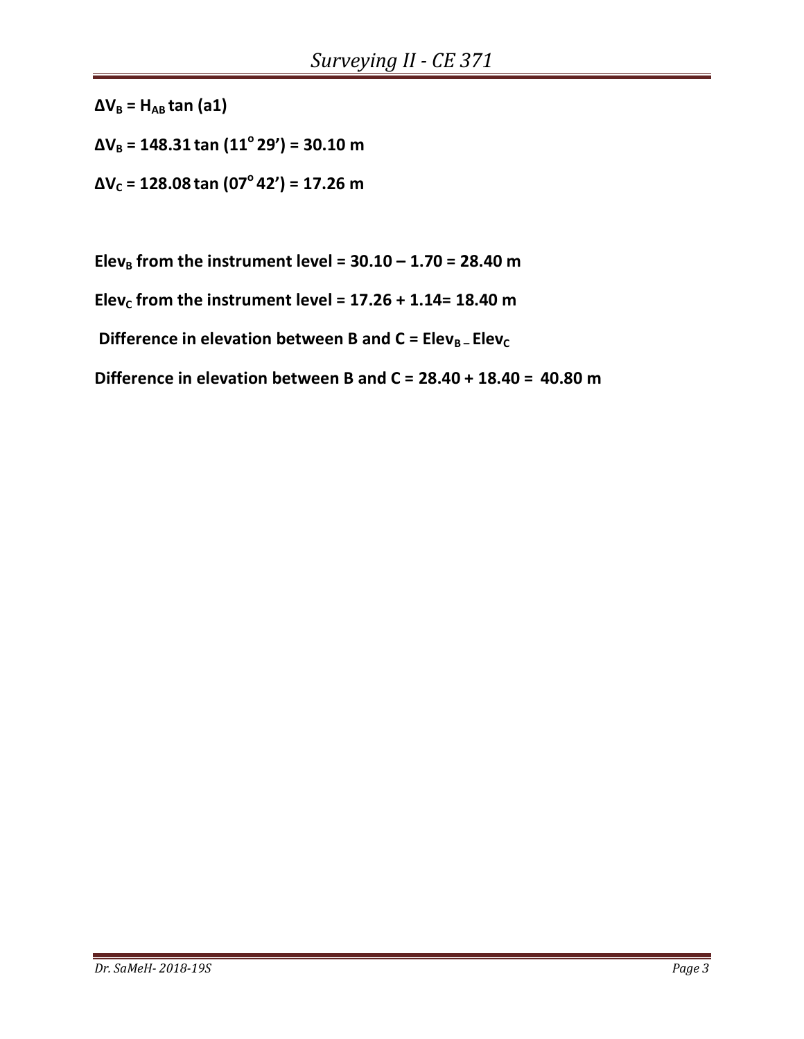**$\Delta V_B = H_{AB} \tan(a1)$**

**$\Delta V_B = 148.31 \tan(11^{o}\,29') = 30.10$ m**

**$\Delta V_C = 128.08 \tan(07^{o}\,42') = 17.26$ m**

**$Elev_B$ from the instrument level = 30.10 – 1.70 = 28.40 m**

**$Elev_C$ from the instrument level = 17.26 + 1.14= 18.40 m**

**Difference in elevation between B and C = $Elev_B - Elev_C$**

**Difference in elevation between B and C = 28.40 + 18.40 = 40.80 m**